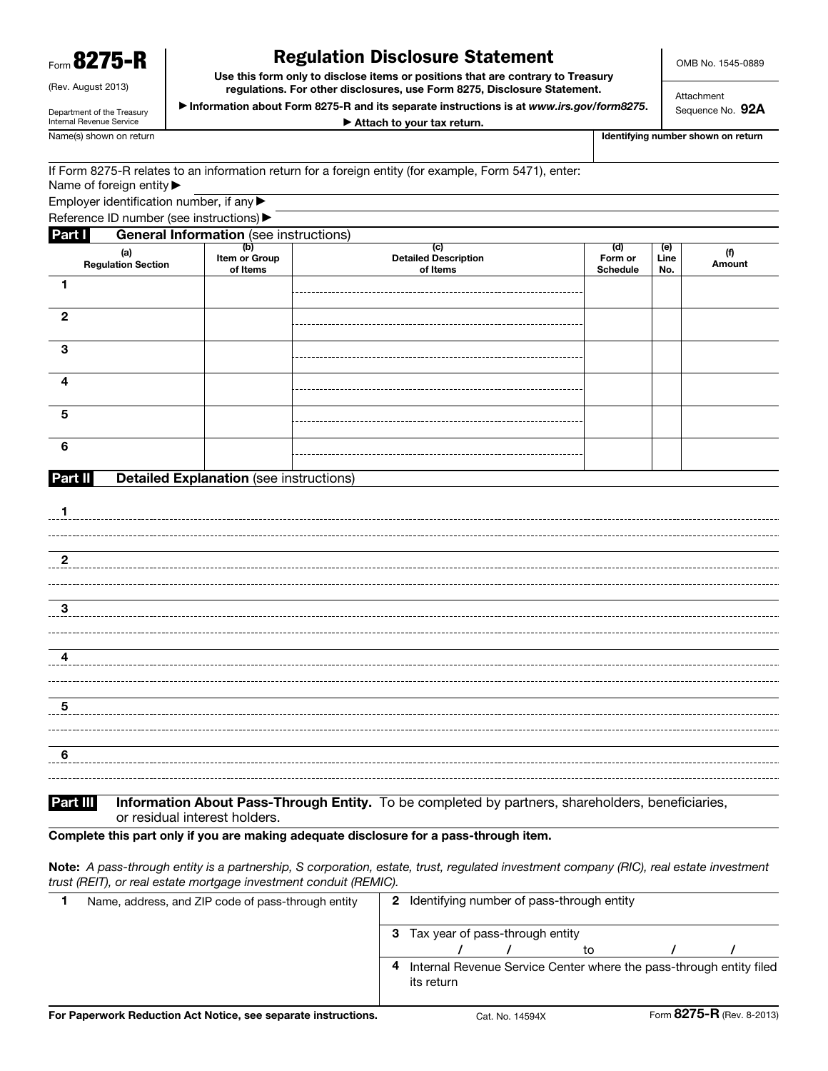Form **8275-R**

(Rev. August 2013)

Department of the Treasury
Internal Revenue Service

# Regulation Disclosure Statement

**Use this form only to disclose items or positions that are contrary to Treasury regulations. For other disclosures, use Form 8275, Disclosure Statement.**

▶ **Information about Form 8275-R and its separate instructions is at** ***www.irs.gov/form8275*****.**

▶ **Attach to your tax return.**

OMB No. 1545-0889

Attachment Sequence No. **92A**

Name(s) shown on return

**Identifying number shown on return**

If Form 8275-R relates to an information return for a foreign entity (for example, Form 5471), enter:

Name of foreign entity ▶

Employer identification number, if any ▶

Reference ID number (see instructions) ▶

## Part I General Information (see instructions)

| (a) Regulation Section | (b) Item or Group of Items | (c) Detailed Description of Items | (d) Form or Schedule | (e) Line No. | (f) Amount |
|---|---|---|---|---|---|
| 1 | | | | | |
| 2 | | | | | |
| 3 | | | | | |
| 4 | | | | | |
| 5 | | | | | |
| 6 | | | | | |

## Part II Detailed Explanation (see instructions)

1

2

3

4

5

6

## Part III Information About Pass-Through Entity. To be completed by partners, shareholders, beneficiaries, or residual interest holders.

**Complete this part only if you are making adequate disclosure for a pass-through item.**

**Note:** *A pass-through entity is a partnership, S corporation, estate, trust, regulated investment company (RIC), real estate investment trust (REIT), or real estate mortgage investment conduit (REMIC).*

| | |
|---|---|
| **1** Name, address, and ZIP code of pass-through entity | **2** Identifying number of pass-through entity |
| | **3** Tax year of pass-through entity / / to / / |
| | **4** Internal Revenue Service Center where the pass-through entity filed its return |

**For Paperwork Reduction Act Notice, see separate instructions.** Cat. No. 14594X Form **8275-R** (Rev. 8-2013)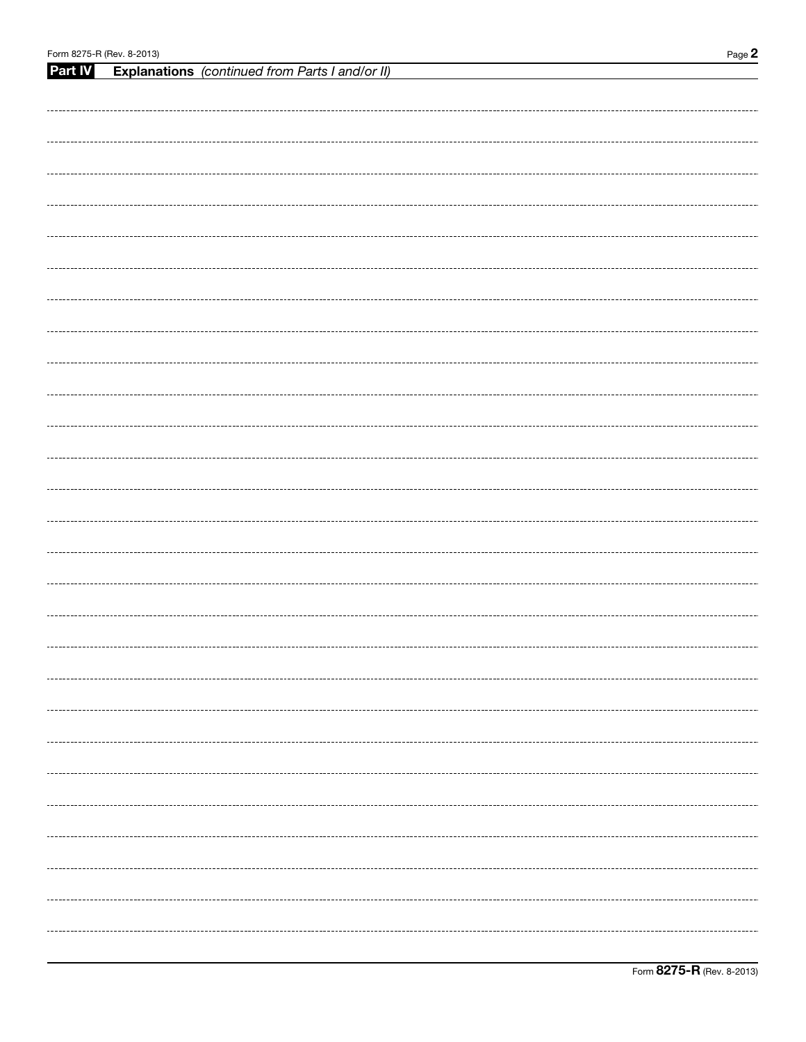## Part IV Explanations *(continued from Parts I and/or II)*